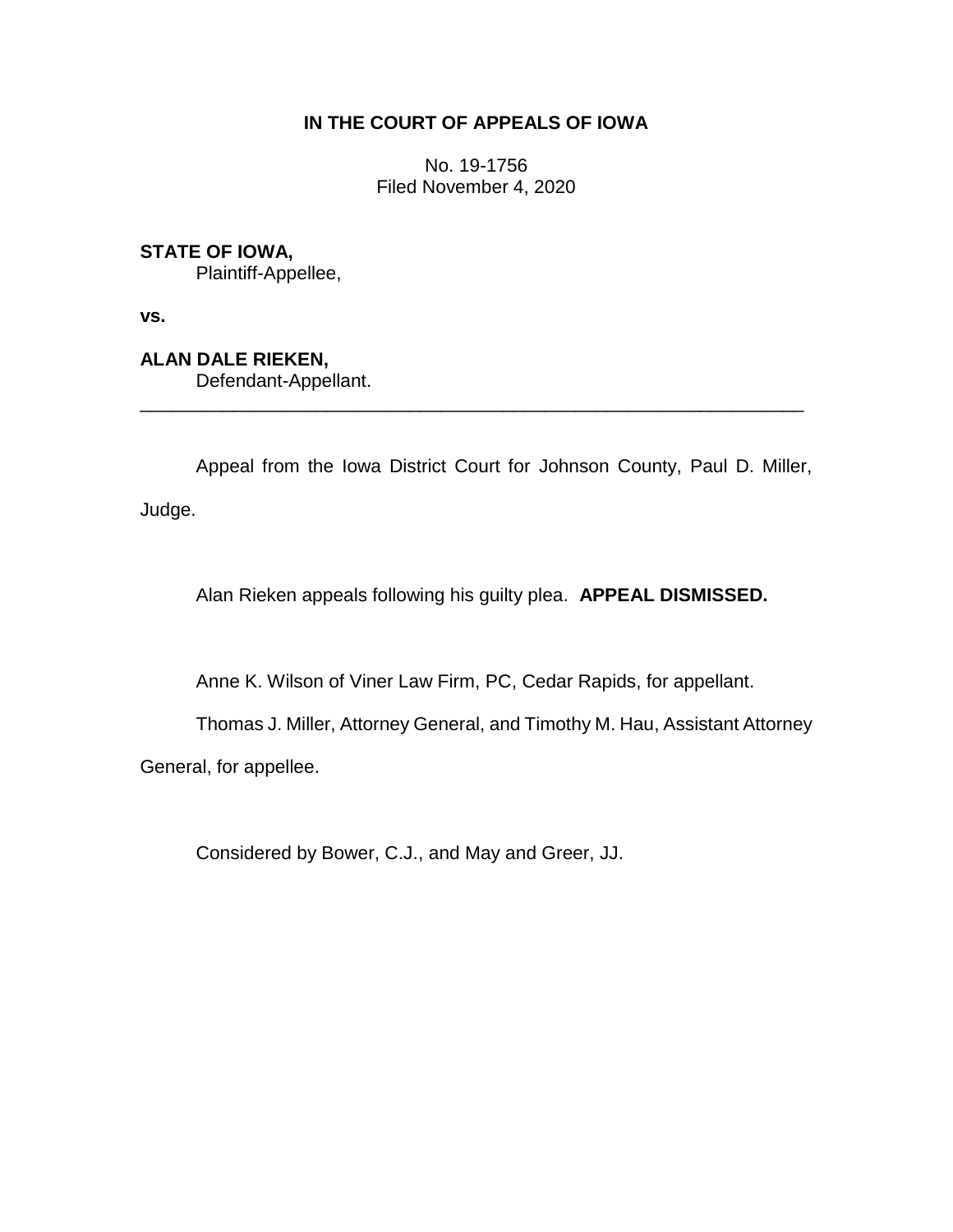**IN THE COURT OF APPEALS OF IOWA**

No. 19-1756
Filed November 4, 2020

**STATE OF IOWA,**
Plaintiff-Appellee,

**vs.**

**ALAN DALE RIEKEN,**
Defendant-Appellant.

---

Appeal from the Iowa District Court for Johnson County, Paul D. Miller, Judge.

Alan Rieken appeals following his guilty plea. **APPEAL DISMISSED.**

Anne K. Wilson of Viner Law Firm, PC, Cedar Rapids, for appellant.

Thomas J. Miller, Attorney General, and Timothy M. Hau, Assistant Attorney General, for appellee.

Considered by Bower, C.J., and May and Greer, JJ.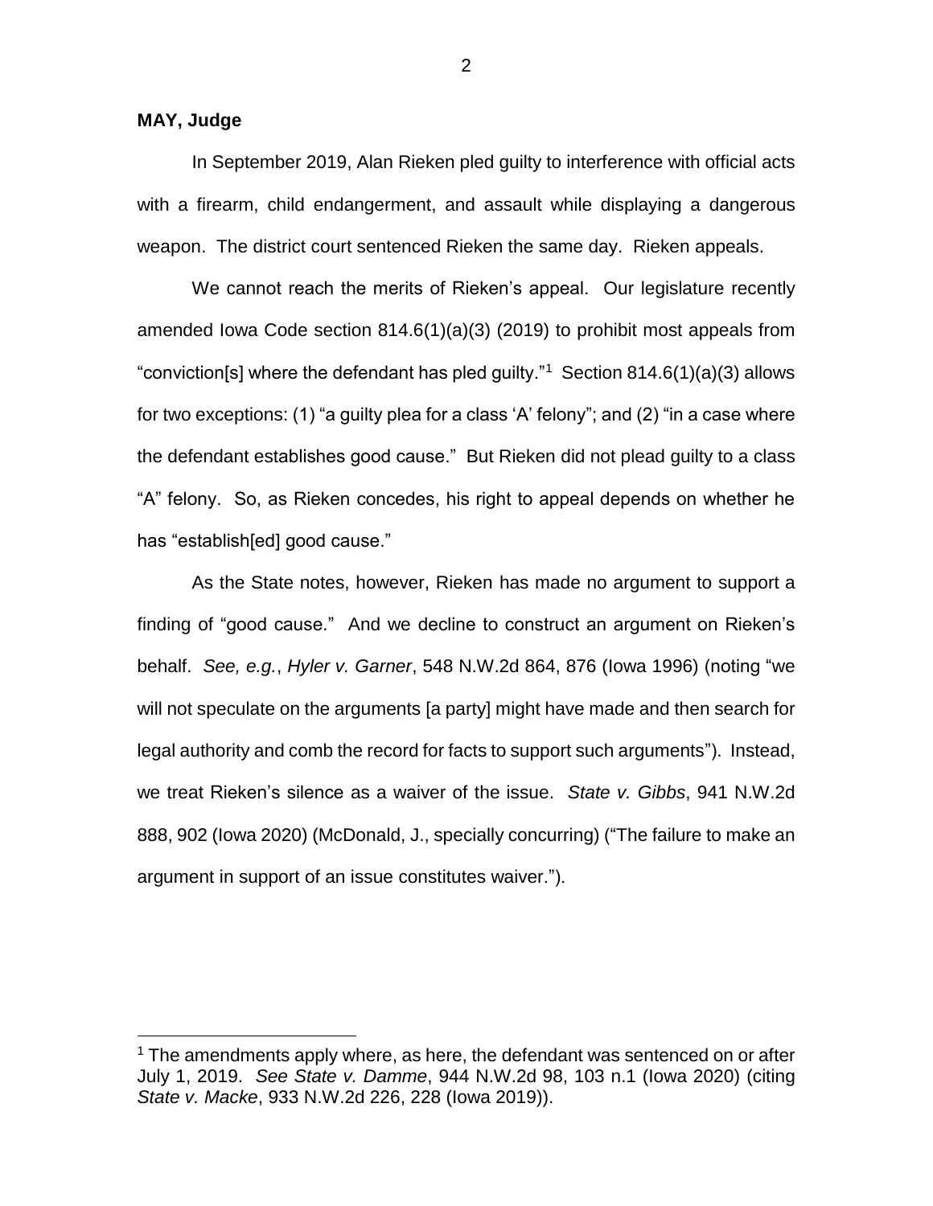**MAY, Judge**

In September 2019, Alan Rieken pled guilty to interference with official acts with a firearm, child endangerment, and assault while displaying a dangerous weapon. The district court sentenced Rieken the same day. Rieken appeals.

We cannot reach the merits of Rieken's appeal. Our legislature recently amended Iowa Code section 814.6(1)(a)(3) (2019) to prohibit most appeals from "conviction[s] where the defendant has pled guilty."[1] Section 814.6(1)(a)(3) allows for two exceptions: (1) "a guilty plea for a class 'A' felony"; and (2) "in a case where the defendant establishes good cause." But Rieken did not plead guilty to a class "A" felony. So, as Rieken concedes, his right to appeal depends on whether he has "establish[ed] good cause."

As the State notes, however, Rieken has made no argument to support a finding of "good cause." And we decline to construct an argument on Rieken's behalf. *See, e.g.*, *Hyler v. Garner*, 548 N.W.2d 864, 876 (Iowa 1996) (noting "we will not speculate on the arguments [a party] might have made and then search for legal authority and comb the record for facts to support such arguments"). Instead, we treat Rieken's silence as a waiver of the issue. *State v. Gibbs*, 941 N.W.2d 888, 902 (Iowa 2020) (McDonald, J., specially concurring) ("The failure to make an argument in support of an issue constitutes waiver.").

---

[1] The amendments apply where, as here, the defendant was sentenced on or after July 1, 2019. *See State v. Damme*, 944 N.W.2d 98, 103 n.1 (Iowa 2020) (citing *State v. Macke*, 933 N.W.2d 226, 228 (Iowa 2019)).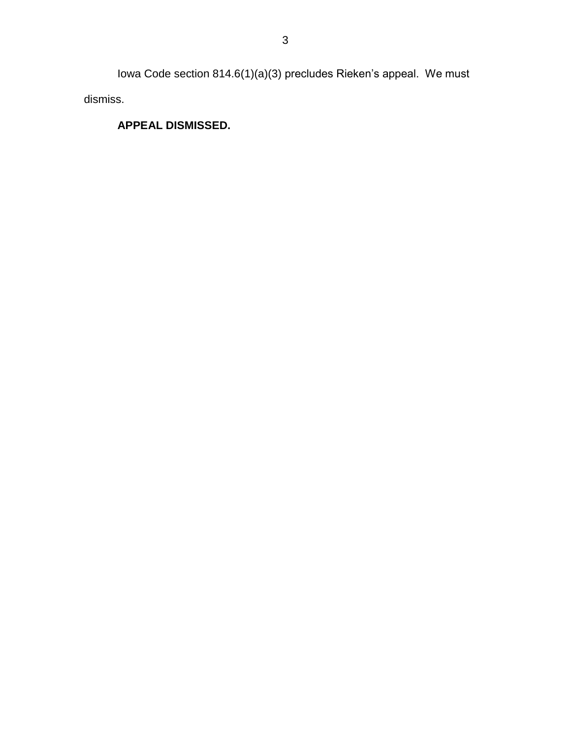Iowa Code section 814.6(1)(a)(3) precludes Rieken's appeal. We must dismiss.

**APPEAL DISMISSED.**